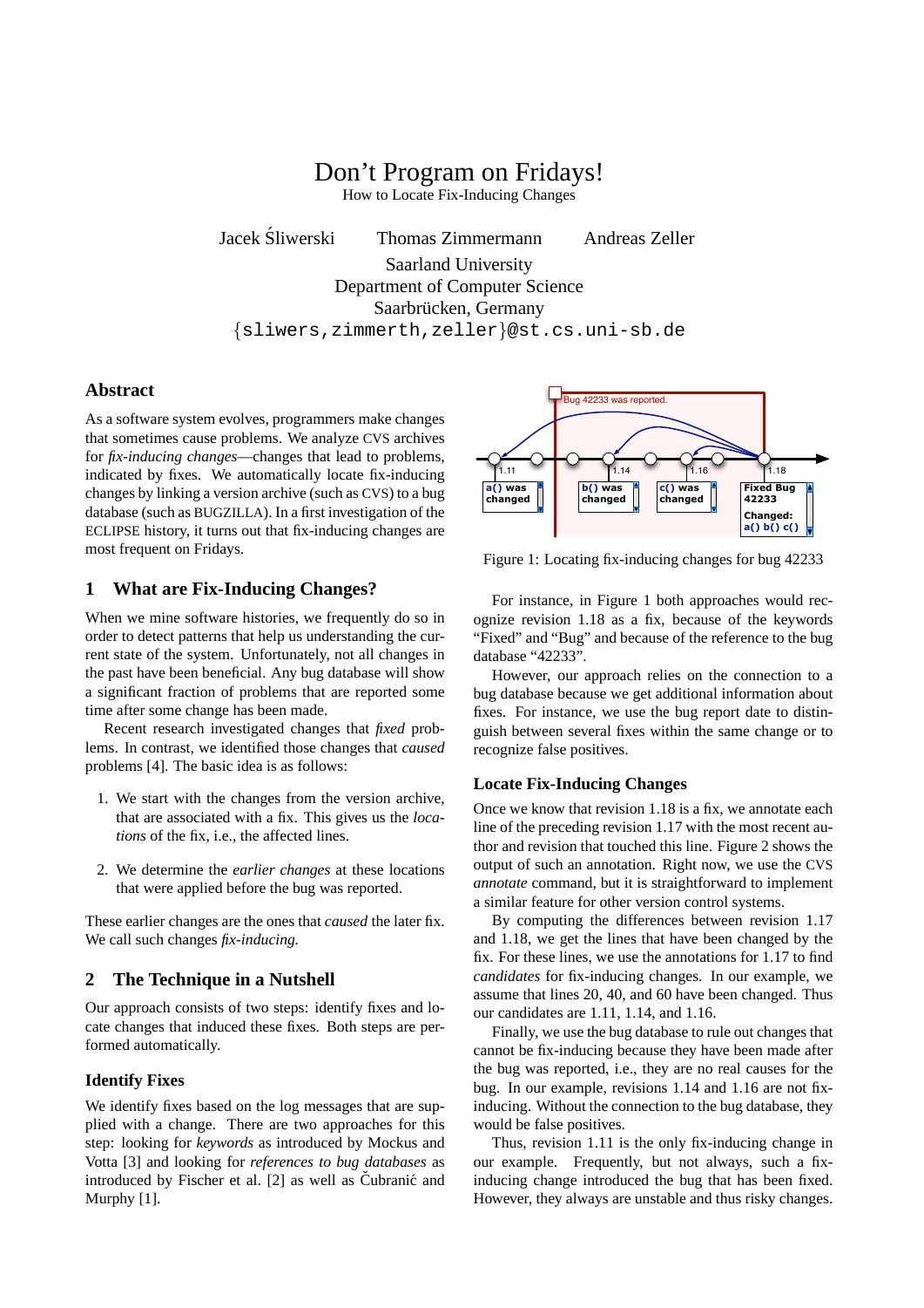# Don't Program on Fridays!

How to Locate Fix-Inducing Changes

Jacek Śliwerski Thomas Zimmermann Andreas Zeller

Saarland University
Department of Computer Science
Saarbrücken, Germany
{sliwers,zimmerth,zeller}@st.cs.uni-sb.de

## Abstract

As a software system evolves, programmers make changes that sometimes cause problems. We analyze CVS archives for *fix-inducing changes*—changes that lead to problems, indicated by fixes. We automatically locate fix-inducing changes by linking a version archive (such as CVS) to a bug database (such as BUGZILLA). In a first investigation of the ECLIPSE history, it turns out that fix-inducing changes are most frequent on Fridays.

## 1 What are Fix-Inducing Changes?

When we mine software histories, we frequently do so in order to detect patterns that help us understanding the current state of the system. Unfortunately, not all changes in the past have been beneficial. Any bug database will show a significant fraction of problems that are reported some time after some change has been made.

Recent research investigated changes that *fixed* problems. In contrast, we identified those changes that *caused* problems [4]. The basic idea is as follows:

1. We start with the changes from the version archive, that are associated with a fix. This gives us the *locations* of the fix, i.e., the affected lines.
2. We determine the *earlier changes* at these locations that were applied before the bug was reported.

These earlier changes are the ones that *caused* the later fix. We call such changes *fix-inducing.*

## 2 The Technique in a Nutshell

Our approach consists of two steps: identify fixes and locate changes that induced these fixes. Both steps are performed automatically.

### Identify Fixes

We identify fixes based on the log messages that are supplied with a change. There are two approaches for this step: looking for *keywords* as introduced by Mockus and Votta [3] and looking for *references to bug databases* as introduced by Fischer et al. [2] as well as Čubranić and Murphy [1].

Figure 1: Locating fix-inducing changes for bug 42233

For instance, in Figure 1 both approaches would recognize revision 1.18 as a fix, because of the keywords "Fixed" and "Bug" and because of the reference to the bug database "42233".

However, our approach relies on the connection to a bug database because we get additional information about fixes. For instance, we use the bug report date to distinguish between several fixes within the same change or to recognize false positives.

### Locate Fix-Inducing Changes

Once we know that revision 1.18 is a fix, we annotate each line of the preceding revision 1.17 with the most recent author and revision that touched this line. Figure 2 shows the output of such an annotation. Right now, we use the CVS *annotate* command, but it is straightforward to implement a similar feature for other version control systems.

By computing the differences between revision 1.17 and 1.18, we get the lines that have been changed by the fix. For these lines, we use the annotations for 1.17 to find *candidates* for fix-inducing changes. In our example, we assume that lines 20, 40, and 60 have been changed. Thus our candidates are 1.11, 1.14, and 1.16.

Finally, we use the bug database to rule out changes that cannot be fix-inducing because they have been made after the bug was reported, i.e., they are no real causes for the bug. In our example, revisions 1.14 and 1.16 are not fix-inducing. Without the connection to the bug database, they would be false positives.

Thus, revision 1.11 is the only fix-inducing change in our example. Frequently, but not always, such a fix-inducing change introduced the bug that has been fixed. However, they always are unstable and thus risky changes.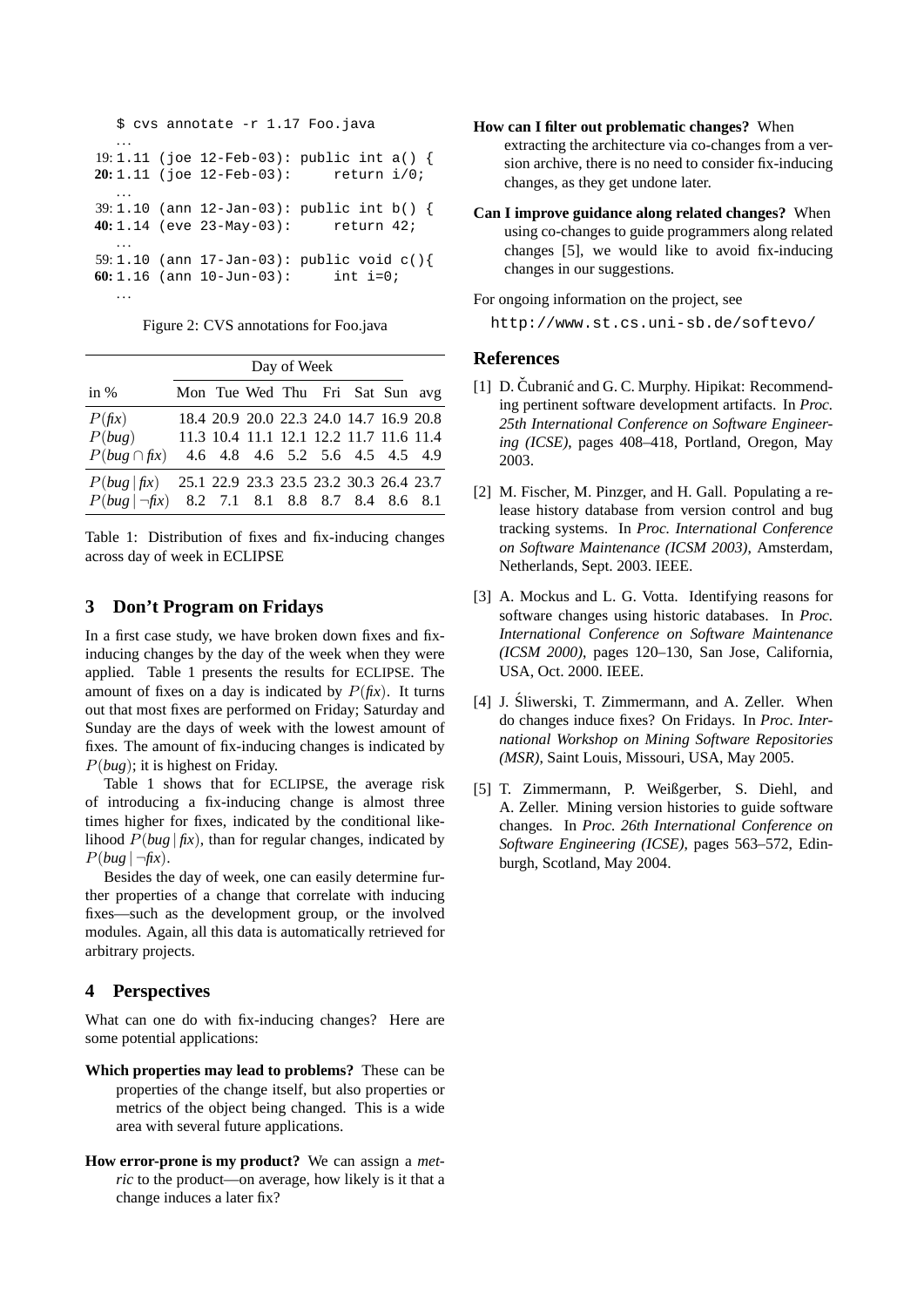```
$ cvs annotate -r 1.17 Foo.java
...
19: 1.11 (joe 12-Feb-03): public int a() {
20: 1.11 (joe 12-Feb-03):     return i/0;
...
39: 1.10 (ann 12-Jan-03): public int b() {
40: 1.14 (eve 23-May-03):     return 42;
...
59: 1.10 (ann 17-Jan-03): public void c(){
60: 1.16 (ann 10-Jun-03):     int i=0;
...
```

Figure 2: CVS annotations for Foo.java

| in % | Day of Week | | | | | | | |
|---|---|---|---|---|---|---|---|---|
| | Mon | Tue | Wed | Thu | Fri | Sat | Sun | avg |
| $P(\mathit{fix})$ | 18.4 | 20.9 | 20.0 | 22.3 | 24.0 | 14.7 | 16.9 | 20.8 |
| $P(\mathit{bug})$ | 11.3 | 10.4 | 11.1 | 12.1 | 12.2 | 11.7 | 11.6 | 11.4 |
| $P(\mathit{bug} \cap \mathit{fix})$ | 4.6 | 4.8 | 4.6 | 5.2 | 5.6 | 4.5 | 4.5 | 4.9 |
| $P(\mathit{bug} \mid \mathit{fix})$ | 25.1 | 22.9 | 23.3 | 23.5 | 23.2 | 30.3 | 26.4 | 23.7 |
| $P(\mathit{bug} \mid \neg \mathit{fix})$ | 8.2 | 7.1 | 8.1 | 8.8 | 8.7 | 8.4 | 8.6 | 8.1 |

Table 1: Distribution of fixes and fix-inducing changes across day of week in ECLIPSE

## 3 Don't Program on Fridays

In a first case study, we have broken down fixes and fix-inducing changes by the day of the week when they were applied. Table 1 presents the results for ECLIPSE. The amount of fixes on a day is indicated by $P(\mathit{fix})$. It turns out that most fixes are performed on Friday; Saturday and Sunday are the days of week with the lowest amount of fixes. The amount of fix-inducing changes is indicated by $P(\mathit{bug})$; it is highest on Friday.

Table 1 shows that for ECLIPSE, the average risk of introducing a fix-inducing change is almost three times higher for fixes, indicated by the conditional likelihood $P(\mathit{bug} \mid \mathit{fix})$, than for regular changes, indicated by $P(\mathit{bug} \mid \neg \mathit{fix})$.

Besides the day of week, one can easily determine further properties of a change that correlate with inducing fixes—such as the development group, or the involved modules. Again, all this data is automatically retrieved for arbitrary projects.

## 4 Perspectives

What can one do with fix-inducing changes? Here are some potential applications:

**Which properties may lead to problems?** These can be properties of the change itself, but also properties or metrics of the object being changed. This is a wide area with several future applications.

**How error-prone is my product?** We can assign a *metric* to the product—on average, how likely is it that a change induces a later fix?

**How can I filter out problematic changes?** When extracting the architecture via co-changes from a version archive, there is no need to consider fix-inducing changes, as they get undone later.

**Can I improve guidance along related changes?** When using co-changes to guide programmers along related changes [5], we would like to avoid fix-inducing changes in our suggestions.

For ongoing information on the project, see

http://www.st.cs.uni-sb.de/softevo/

## References

[1] D. Čubranić and G. C. Murphy. Hipikat: Recommending pertinent software development artifacts. In *Proc. 25th International Conference on Software Engineering (ICSE)*, pages 408–418, Portland, Oregon, May 2003.

[2] M. Fischer, M. Pinzger, and H. Gall. Populating a release history database from version control and bug tracking systems. In *Proc. International Conference on Software Maintenance (ICSM 2003)*, Amsterdam, Netherlands, Sept. 2003. IEEE.

[3] A. Mockus and L. G. Votta. Identifying reasons for software changes using historic databases. In *Proc. International Conference on Software Maintenance (ICSM 2000)*, pages 120–130, San Jose, California, USA, Oct. 2000. IEEE.

[4] J. Śliwerski, T. Zimmermann, and A. Zeller. When do changes induce fixes? On Fridays. In *Proc. International Workshop on Mining Software Repositories (MSR)*, Saint Louis, Missouri, USA, May 2005.

[5] T. Zimmermann, P. Weißgerber, S. Diehl, and A. Zeller. Mining version histories to guide software changes. In *Proc. 26th International Conference on Software Engineering (ICSE)*, pages 563–572, Edinburgh, Scotland, May 2004.